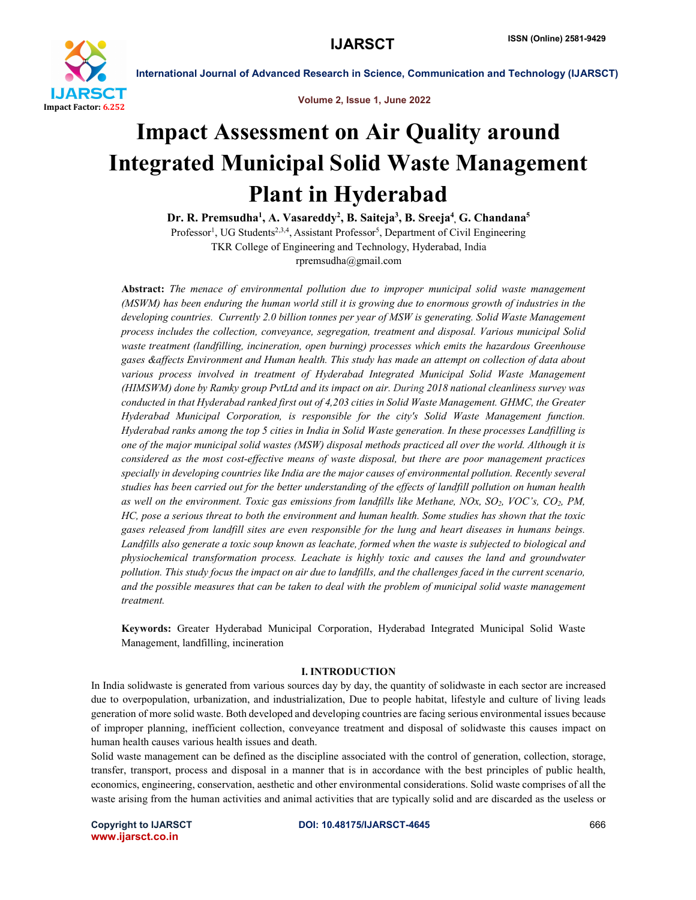# Impact Assessment on Air Quality around Integrated Municipal Solid Waste Management Plant in Hyderabad

**Dr. R. Premsudha[1], A. Vasareddy[2], B. Saiteja[3], B. Sreeja[4], G. Chandana[5]**

Professor[1], UG Students[2,3,4], Assistant Professor[5], Department of Civil Engineering
TKR College of Engineering and Technology, Hyderabad, India
rpremsudha@gmail.com

**Abstract:** *The menace of environmental pollution due to improper municipal solid waste management (MSWM) has been enduring the human world still it is growing due to enormous growth of industries in the developing countries. Currently 2.0 billion tonnes per year of MSW is generating. Solid Waste Management process includes the collection, conveyance, segregation, treatment and disposal. Various municipal Solid waste treatment (landfilling, incineration, open burning) processes which emits the hazardous Greenhouse gases &affects Environment and Human health. This study has made an attempt on collection of data about various process involved in treatment of Hyderabad Integrated Municipal Solid Waste Management (HIMSWM) done by Ramky group PvtLtd and its impact on air. During 2018 national cleanliness survey was conducted in that Hyderabad ranked first out of 4,203 cities in Solid Waste Management. GHMC, the Greater Hyderabad Municipal Corporation, is responsible for the city's Solid Waste Management function. Hyderabad ranks among the top 5 cities in India in Solid Waste generation. In these processes Landfilling is one of the major municipal solid wastes (MSW) disposal methods practiced all over the world. Although it is considered as the most cost-effective means of waste disposal, but there are poor management practices specially in developing countries like India are the major causes of environmental pollution. Recently several studies has been carried out for the better understanding of the effects of landfill pollution on human health as well on the environment. Toxic gas emissions from landfills like Methane, NOx, $SO_2$, VOC's, $CO_2$, PM, HC, pose a serious threat to both the environment and human health. Some studies has shown that the toxic gases released from landfill sites are even responsible for the lung and heart diseases in humans beings. Landfills also generate a toxic soup known as leachate, formed when the waste is subjected to biological and physiochemical transformation process. Leachate is highly toxic and causes the land and groundwater pollution. This study focus the impact on air due to landfills, and the challenges faced in the current scenario, and the possible measures that can be taken to deal with the problem of municipal solid waste management treatment.*

**Keywords:** Greater Hyderabad Municipal Corporation, Hyderabad Integrated Municipal Solid Waste Management, landfilling, incineration

## I. INTRODUCTION

In India solidwaste is generated from various sources day by day, the quantity of solidwaste in each sector are increased due to overpopulation, urbanization, and industrialization, Due to people habitat, lifestyle and culture of living leads generation of more solid waste. Both developed and developing countries are facing serious environmental issues because of improper planning, inefficient collection, conveyance treatment and disposal of solidwaste this causes impact on human health causes various health issues and death.

Solid waste management can be defined as the discipline associated with the control of generation, collection, storage, transfer, transport, process and disposal in a manner that is in accordance with the best principles of public health, economics, engineering, conservation, aesthetic and other environmental considerations. Solid waste comprises of all the waste arising from the human activities and animal activities that are typically solid and are discarded as the useless or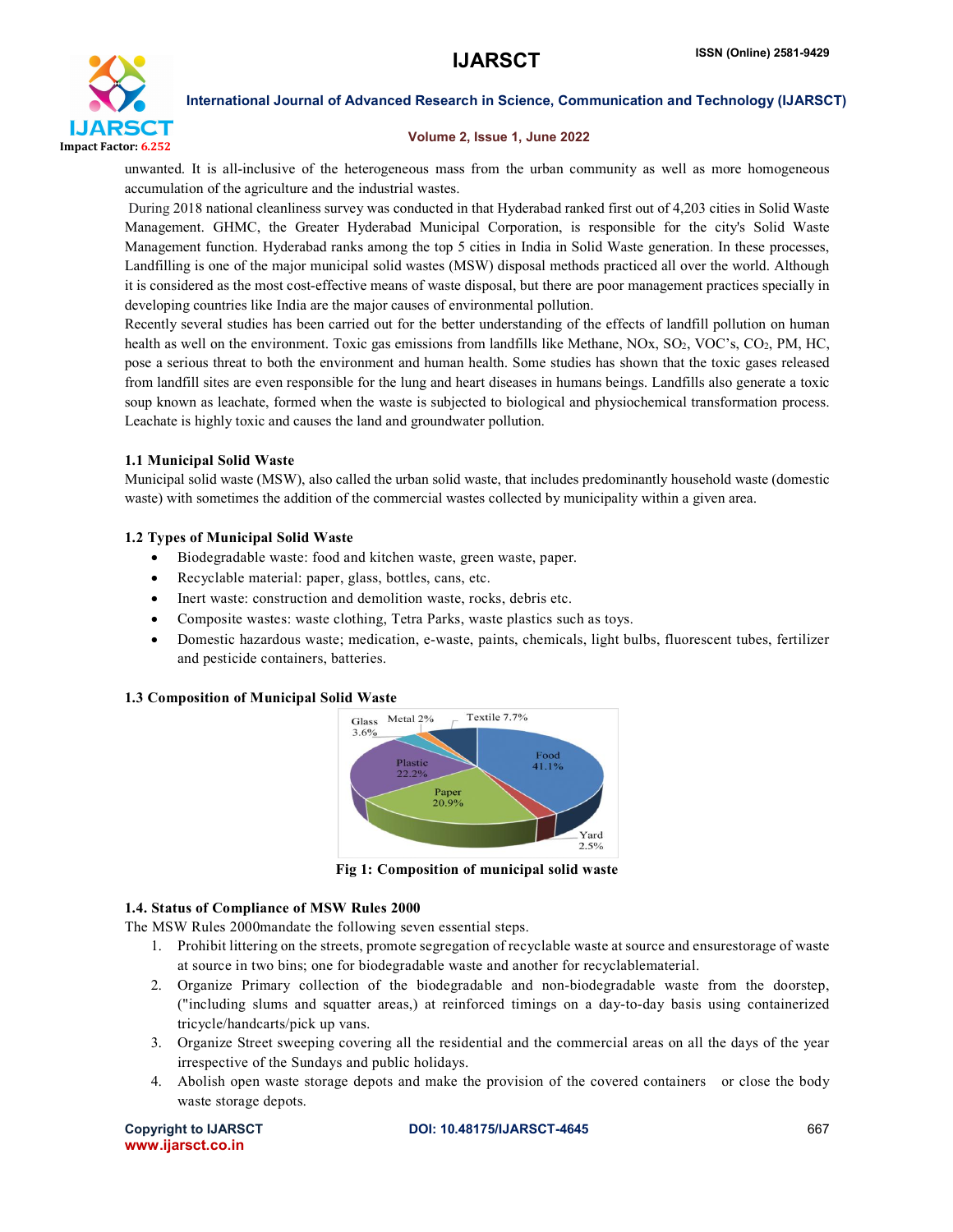unwanted. It is all-inclusive of the heterogeneous mass from the urban community as well as more homogeneous accumulation of the agriculture and the industrial wastes.

During 2018 national cleanliness survey was conducted in that Hyderabad ranked first out of 4,203 cities in Solid Waste Management. GHMC, the Greater Hyderabad Municipal Corporation, is responsible for the city's Solid Waste Management function. Hyderabad ranks among the top 5 cities in India in Solid Waste generation. In these processes, Landfilling is one of the major municipal solid wastes (MSW) disposal methods practiced all over the world. Although it is considered as the most cost-effective means of waste disposal, but there are poor management practices specially in developing countries like India are the major causes of environmental pollution.

Recently several studies has been carried out for the better understanding of the effects of landfill pollution on human health as well on the environment. Toxic gas emissions from landfills like Methane, NOx, $SO_2$, VOC's, $CO_2$, PM, HC, pose a serious threat to both the environment and human health. Some studies has shown that the toxic gases released from landfill sites are even responsible for the lung and heart diseases in humans beings. Landfills also generate a toxic soup known as leachate, formed when the waste is subjected to biological and physiochemical transformation process. Leachate is highly toxic and causes the land and groundwater pollution.

### 1.1 Municipal Solid Waste

Municipal solid waste (MSW), also called the urban solid waste, that includes predominantly household waste (domestic waste) with sometimes the addition of the commercial wastes collected by municipality within a given area.

### 1.2 Types of Municipal Solid Waste

- Biodegradable waste: food and kitchen waste, green waste, paper.
- Recyclable material: paper, glass, bottles, cans, etc.
- Inert waste: construction and demolition waste, rocks, debris etc.
- Composite wastes: waste clothing, Tetra Parks, waste plastics such as toys.
- Domestic hazardous waste; medication, e-waste, paints, chemicals, light bulbs, fluorescent tubes, fertilizer and pesticide containers, batteries.

### 1.3 Composition of Municipal Solid Waste

Glass 3.6%, Metal 2%, Textile 7.7%, Food 41.1%, Yard 2.5%, Paper 20.9%, Plastic 22.2%

**Fig 1: Composition of municipal solid waste**

### 1.4. Status of Compliance of MSW Rules 2000

The MSW Rules 2000mandate the following seven essential steps.

1. Prohibit littering on the streets, promote segregation of recyclable waste at source and ensurestorage of waste at source in two bins; one for biodegradable waste and another for recyclablematerial.
2. Organize Primary collection of the biodegradable and non-biodegradable waste from the doorstep, ("including slums and squatter areas,) at reinforced timings on a day-to-day basis using containerized tricycle/handcarts/pick up vans.
3. Organize Street sweeping covering all the residential and the commercial areas on all the days of the year irrespective of the Sundays and public holidays.
4. Abolish open waste storage depots and make the provision of the covered containers or close the body waste storage depots.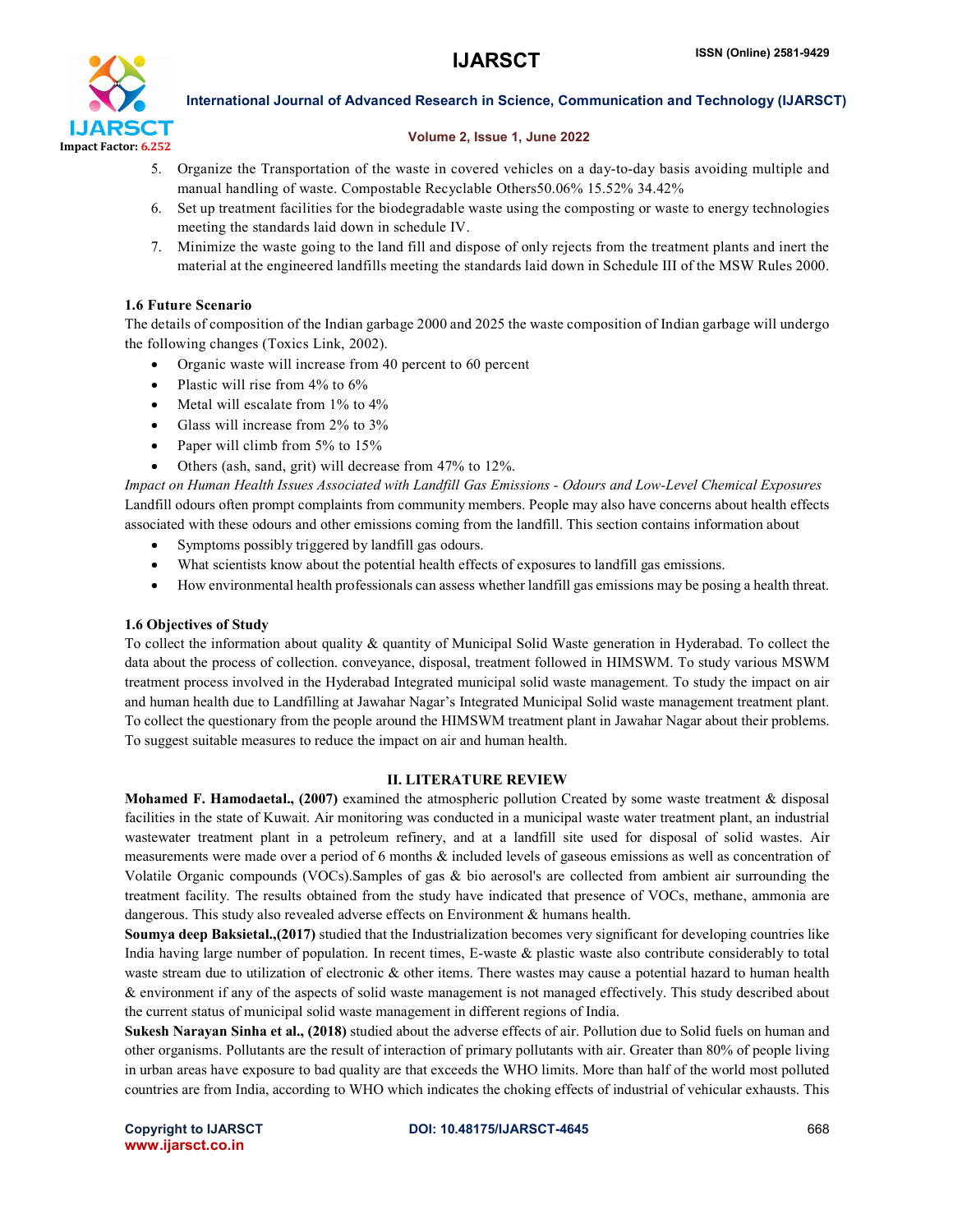5. Organize the Transportation of the waste in covered vehicles on a day-to-day basis avoiding multiple and manual handling of waste. Compostable Recyclable Others50.06% 15.52% 34.42%
6. Set up treatment facilities for the biodegradable waste using the composting or waste to energy technologies meeting the standards laid down in schedule IV.
7. Minimize the waste going to the land fill and dispose of only rejects from the treatment plants and inert the material at the engineered landfills meeting the standards laid down in Schedule III of the MSW Rules 2000.

### 1.6 Future Scenario

The details of composition of the Indian garbage 2000 and 2025 the waste composition of Indian garbage will undergo the following changes (Toxics Link, 2002).

- Organic waste will increase from 40 percent to 60 percent
- Plastic will rise from 4% to 6%
- Metal will escalate from 1% to 4%
- Glass will increase from 2% to 3%
- Paper will climb from 5% to 15%
- Others (ash, sand, grit) will decrease from 47% to 12%.

*Impact on Human Health Issues Associated with Landfill Gas Emissions - Odours and Low-Level Chemical Exposures*
Landfill odours often prompt complaints from community members. People may also have concerns about health effects associated with these odours and other emissions coming from the landfill. This section contains information about

- Symptoms possibly triggered by landfill gas odours.
- What scientists know about the potential health effects of exposures to landfill gas emissions.
- How environmental health professionals can assess whether landfill gas emissions may be posing a health threat.

### 1.6 Objectives of Study

To collect the information about quality & quantity of Municipal Solid Waste generation in Hyderabad. To collect the data about the process of collection. conveyance, disposal, treatment followed in HIMSWM. To study various MSWM treatment process involved in the Hyderabad Integrated municipal solid waste management. To study the impact on air and human health due to Landfilling at Jawahar Nagar's Integrated Municipal Solid waste management treatment plant. To collect the questionary from the people around the HIMSWM treatment plant in Jawahar Nagar about their problems. To suggest suitable measures to reduce the impact on air and human health.

## II. LITERATURE REVIEW

**Mohamed F. Hamodaetal., (2007)** examined the atmospheric pollution Created by some waste treatment & disposal facilities in the state of Kuwait. Air monitoring was conducted in a municipal waste water treatment plant, an industrial wastewater treatment plant in a petroleum refinery, and at a landfill site used for disposal of solid wastes. Air measurements were made over a period of 6 months & included levels of gaseous emissions as well as concentration of Volatile Organic compounds (VOCs).Samples of gas & bio aerosol's are collected from ambient air surrounding the treatment facility. The results obtained from the study have indicated that presence of VOCs, methane, ammonia are dangerous. This study also revealed adverse effects on Environment & humans health.

**Soumya deep Baksietal.,(2017)** studied that the Industrialization becomes very significant for developing countries like India having large number of population. In recent times, E-waste & plastic waste also contribute considerably to total waste stream due to utilization of electronic & other items. There wastes may cause a potential hazard to human health & environment if any of the aspects of solid waste management is not managed effectively. This study described about the current status of municipal solid waste management in different regions of India.

**Sukesh Narayan Sinha et al., (2018)** studied about the adverse effects of air. Pollution due to Solid fuels on human and other organisms. Pollutants are the result of interaction of primary pollutants with air. Greater than 80% of people living in urban areas have exposure to bad quality are that exceeds the WHO limits. More than half of the world most polluted countries are from India, according to WHO which indicates the choking effects of industrial of vehicular exhausts. This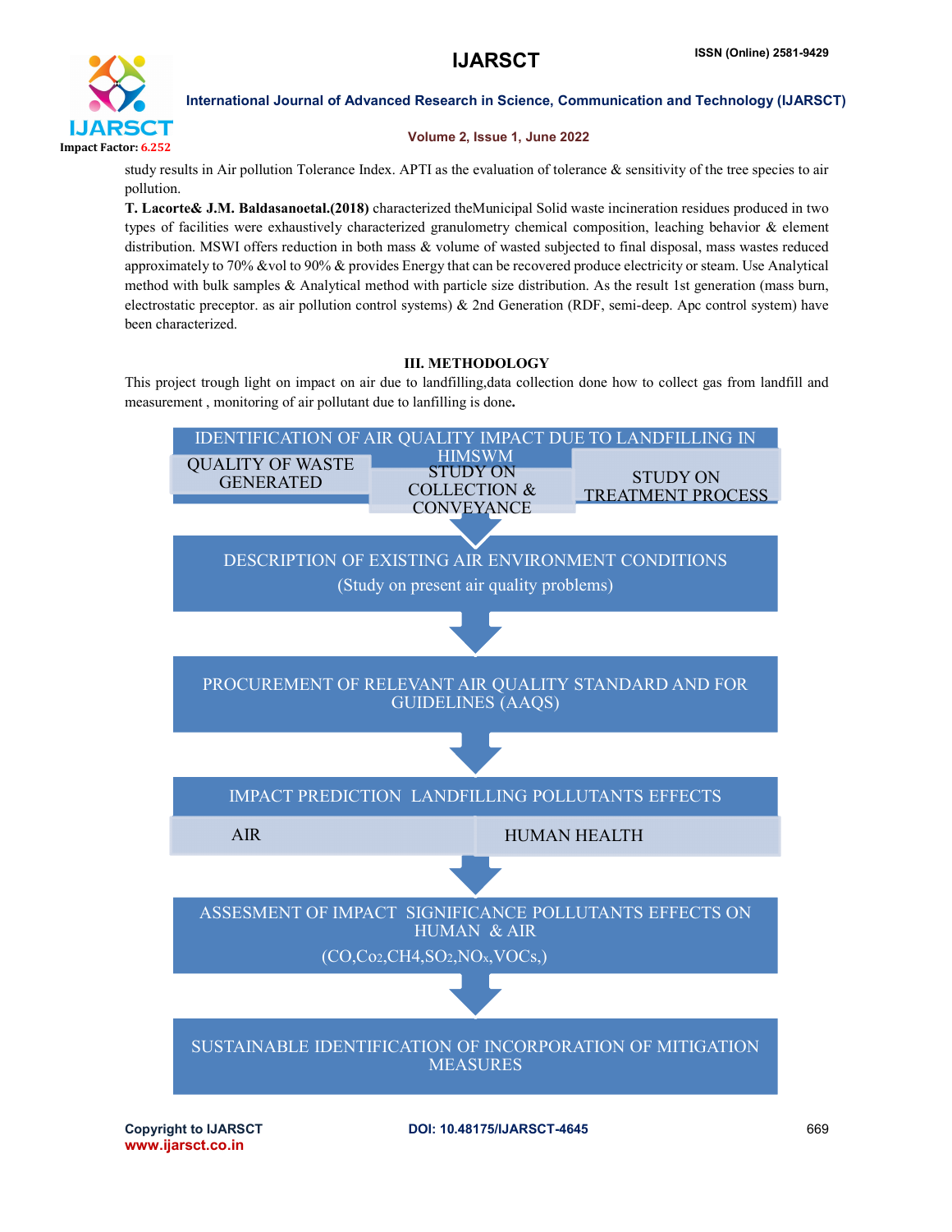study results in Air pollution Tolerance Index. APTI as the evaluation of tolerance & sensitivity of the tree species to air pollution.

**T. Lacorte& J.M. Baldasanoetal.(2018)** characterized theMunicipal Solid waste incineration residues produced in two types of facilities were exhaustively characterized granulometry chemical composition, leaching behavior & element distribution. MSWI offers reduction in both mass & volume of wasted subjected to final disposal, mass wastes reduced approximately to 70% &vol to 90% & provides Energy that can be recovered produce electricity or steam. Use Analytical method with bulk samples & Analytical method with particle size distribution. As the result 1st generation (mass burn, electrostatic preceptor. as air pollution control systems) & 2nd Generation (RDF, semi-deep. Apc control system) have been characterized.

## III. METHODOLOGY

This project trough light on impact on air due to landfilling,data collection done how to collect gas from landfill and measurement , monitoring of air pollutant due to lanfilling is done**.**

IDENTIFICATION OF AIR QUALITY IMPACT DUE TO LANDFILLING IN HIMSWM

- QUALITY OF WASTE GENERATED
- STUDY ON COLLECTION & CONVEYANCE
- STUDY ON TREATMENT PROCESS

↓

DESCRIPTION OF EXISTING AIR ENVIRONMENT CONDITIONS
(Study on present air quality problems)

↓

PROCUREMENT OF RELEVANT AIR QUALITY STANDARD AND FOR GUIDELINES (AAQS)

↓

IMPACT PREDICTION LANDFILLING POLLUTANTS EFFECTS

- AIR
- HUMAN HEALTH

↓

ASSESMENT OF IMPACT SIGNIFICANCE POLLUTANTS EFFECTS ON HUMAN & AIR
(CO,$Co_2$,$CH_4$,$SO_2$,$NO_x$,VOCs,)

↓

SUSTAINABLE IDENTIFICATION OF INCORPORATION OF MITIGATION MEASURES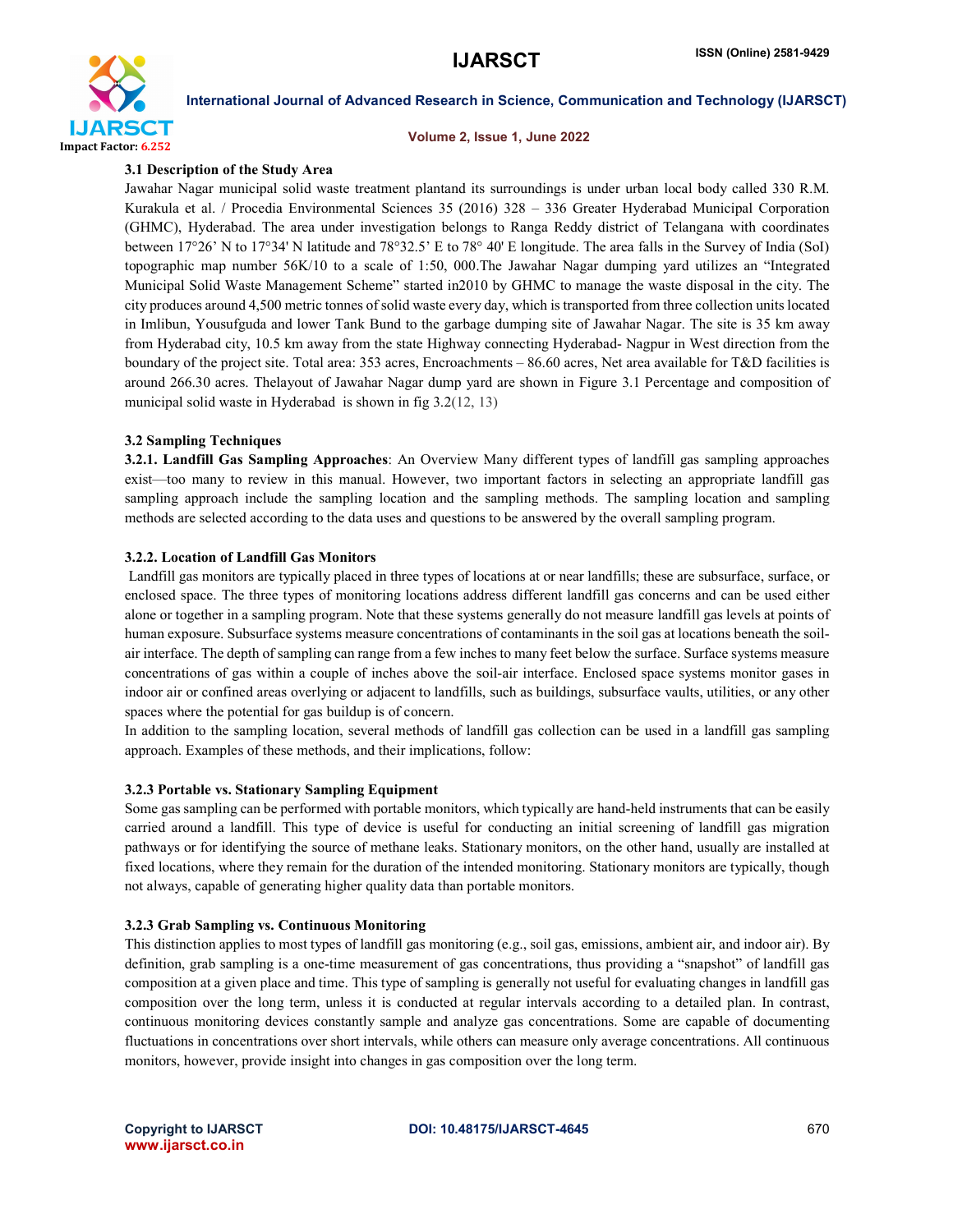### 3.1 Description of the Study Area

Jawahar Nagar municipal solid waste treatment plantand its surroundings is under urban local body called 330 R.M. Kurakula et al. / Procedia Environmental Sciences 35 (2016) 328 – 336 Greater Hyderabad Municipal Corporation (GHMC), Hyderabad. The area under investigation belongs to Ranga Reddy district of Telangana with coordinates between 17°26' N to 17°34' N latitude and 78°32.5' E to 78° 40' E longitude. The area falls in the Survey of India (SoI) topographic map number 56K/10 to a scale of 1:50, 000.The Jawahar Nagar dumping yard utilizes an "Integrated Municipal Solid Waste Management Scheme" started in2010 by GHMC to manage the waste disposal in the city. The city produces around 4,500 metric tonnes of solid waste every day, which is transported from three collection units located in Imlibun, Yousufguda and lower Tank Bund to the garbage dumping site of Jawahar Nagar. The site is 35 km away from Hyderabad city, 10.5 km away from the state Highway connecting Hyderabad- Nagpur in West direction from the boundary of the project site. Total area: 353 acres, Encroachments – 86.60 acres, Net area available for T&D facilities is around 266.30 acres. Thelayout of Jawahar Nagar dump yard are shown in Figure 3.1 Percentage and composition of municipal solid waste in Hyderabad is shown in fig 3.2(12, 13)

### 3.2 Sampling Techniques

**3.2.1. Landfill Gas Sampling Approaches**: An Overview Many different types of landfill gas sampling approaches exist—too many to review in this manual. However, two important factors in selecting an appropriate landfill gas sampling approach include the sampling location and the sampling methods. The sampling location and sampling methods are selected according to the data uses and questions to be answered by the overall sampling program.

#### 3.2.2. Location of Landfill Gas Monitors

Landfill gas monitors are typically placed in three types of locations at or near landfills; these are subsurface, surface, or enclosed space. The three types of monitoring locations address different landfill gas concerns and can be used either alone or together in a sampling program. Note that these systems generally do not measure landfill gas levels at points of human exposure. Subsurface systems measure concentrations of contaminants in the soil gas at locations beneath the soil-air interface. The depth of sampling can range from a few inches to many feet below the surface. Surface systems measure concentrations of gas within a couple of inches above the soil-air interface. Enclosed space systems monitor gases in indoor air or confined areas overlying or adjacent to landfills, such as buildings, subsurface vaults, utilities, or any other spaces where the potential for gas buildup is of concern.

In addition to the sampling location, several methods of landfill gas collection can be used in a landfill gas sampling approach. Examples of these methods, and their implications, follow:

#### 3.2.3 Portable vs. Stationary Sampling Equipment

Some gas sampling can be performed with portable monitors, which typically are hand-held instruments that can be easily carried around a landfill. This type of device is useful for conducting an initial screening of landfill gas migration pathways or for identifying the source of methane leaks. Stationary monitors, on the other hand, usually are installed at fixed locations, where they remain for the duration of the intended monitoring. Stationary monitors are typically, though not always, capable of generating higher quality data than portable monitors.

#### 3.2.3 Grab Sampling vs. Continuous Monitoring

This distinction applies to most types of landfill gas monitoring (e.g., soil gas, emissions, ambient air, and indoor air). By definition, grab sampling is a one-time measurement of gas concentrations, thus providing a "snapshot" of landfill gas composition at a given place and time. This type of sampling is generally not useful for evaluating changes in landfill gas composition over the long term, unless it is conducted at regular intervals according to a detailed plan. In contrast, continuous monitoring devices constantly sample and analyze gas concentrations. Some are capable of documenting fluctuations in concentrations over short intervals, while others can measure only average concentrations. All continuous monitors, however, provide insight into changes in gas composition over the long term.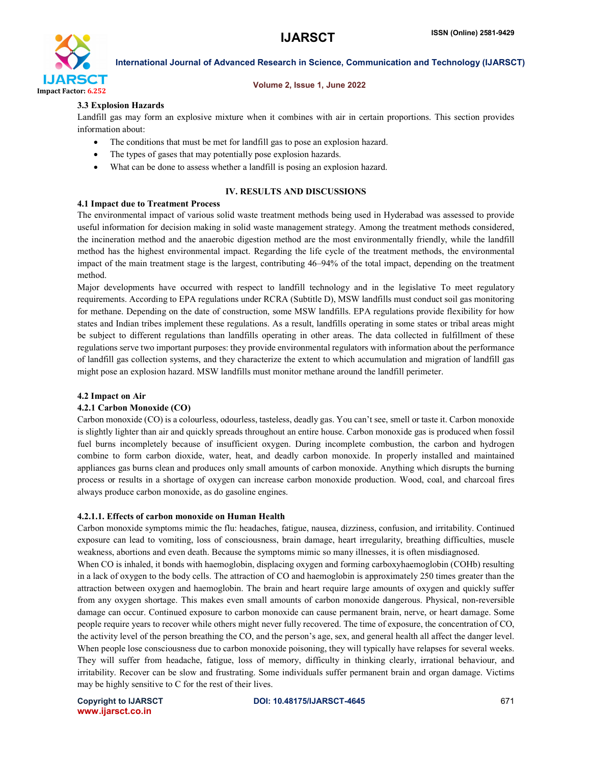### 3.3 Explosion Hazards

Landfill gas may form an explosive mixture when it combines with air in certain proportions. This section provides information about:

- The conditions that must be met for landfill gas to pose an explosion hazard.
- The types of gases that may potentially pose explosion hazards.
- What can be done to assess whether a landfill is posing an explosion hazard.

## IV. RESULTS AND DISCUSSIONS

### 4.1 Impact due to Treatment Process

The environmental impact of various solid waste treatment methods being used in Hyderabad was assessed to provide useful information for decision making in solid waste management strategy. Among the treatment methods considered, the incineration method and the anaerobic digestion method are the most environmentally friendly, while the landfill method has the highest environmental impact. Regarding the life cycle of the treatment methods, the environmental impact of the main treatment stage is the largest, contributing 46–94% of the total impact, depending on the treatment method.

Major developments have occurred with respect to landfill technology and in the legislative To meet regulatory requirements. According to EPA regulations under RCRA (Subtitle D), MSW landfills must conduct soil gas monitoring for methane. Depending on the date of construction, some MSW landfills. EPA regulations provide flexibility for how states and Indian tribes implement these regulations. As a result, landfills operating in some states or tribal areas might be subject to different regulations than landfills operating in other areas. The data collected in fulfillment of these regulations serve two important purposes: they provide environmental regulators with information about the performance of landfill gas collection systems, and they characterize the extent to which accumulation and migration of landfill gas might pose an explosion hazard. MSW landfills must monitor methane around the landfill perimeter.

### 4.2 Impact on Air

#### 4.2.1 Carbon Monoxide (CO)

Carbon monoxide (CO) is a colourless, odourless, tasteless, deadly gas. You can't see, smell or taste it. Carbon monoxide is slightly lighter than air and quickly spreads throughout an entire house. Carbon monoxide gas is produced when fossil fuel burns incompletely because of insufficient oxygen. During incomplete combustion, the carbon and hydrogen combine to form carbon dioxide, water, heat, and deadly carbon monoxide. In properly installed and maintained appliances gas burns clean and produces only small amounts of carbon monoxide. Anything which disrupts the burning process or results in a shortage of oxygen can increase carbon monoxide production. Wood, coal, and charcoal fires always produce carbon monoxide, as do gasoline engines.

##### 4.2.1.1. Effects of carbon monoxide on Human Health

Carbon monoxide symptoms mimic the flu: headaches, fatigue, nausea, dizziness, confusion, and irritability. Continued exposure can lead to vomiting, loss of consciousness, brain damage, heart irregularity, breathing difficulties, muscle weakness, abortions and even death. Because the symptoms mimic so many illnesses, it is often misdiagnosed.

When CO is inhaled, it bonds with haemoglobin, displacing oxygen and forming carboxyhaemoglobin (COHb) resulting in a lack of oxygen to the body cells. The attraction of CO and haemoglobin is approximately 250 times greater than the attraction between oxygen and haemoglobin. The brain and heart require large amounts of oxygen and quickly suffer from any oxygen shortage. This makes even small amounts of carbon monoxide dangerous. Physical, non-reversible damage can occur. Continued exposure to carbon monoxide can cause permanent brain, nerve, or heart damage. Some people require years to recover while others might never fully recovered. The time of exposure, the concentration of CO, the activity level of the person breathing the CO, and the person's age, sex, and general health all affect the danger level. When people lose consciousness due to carbon monoxide poisoning, they will typically have relapses for several weeks. They will suffer from headache, fatigue, loss of memory, difficulty in thinking clearly, irrational behaviour, and irritability. Recover can be slow and frustrating. Some individuals suffer permanent brain and organ damage. Victims may be highly sensitive to C for the rest of their lives.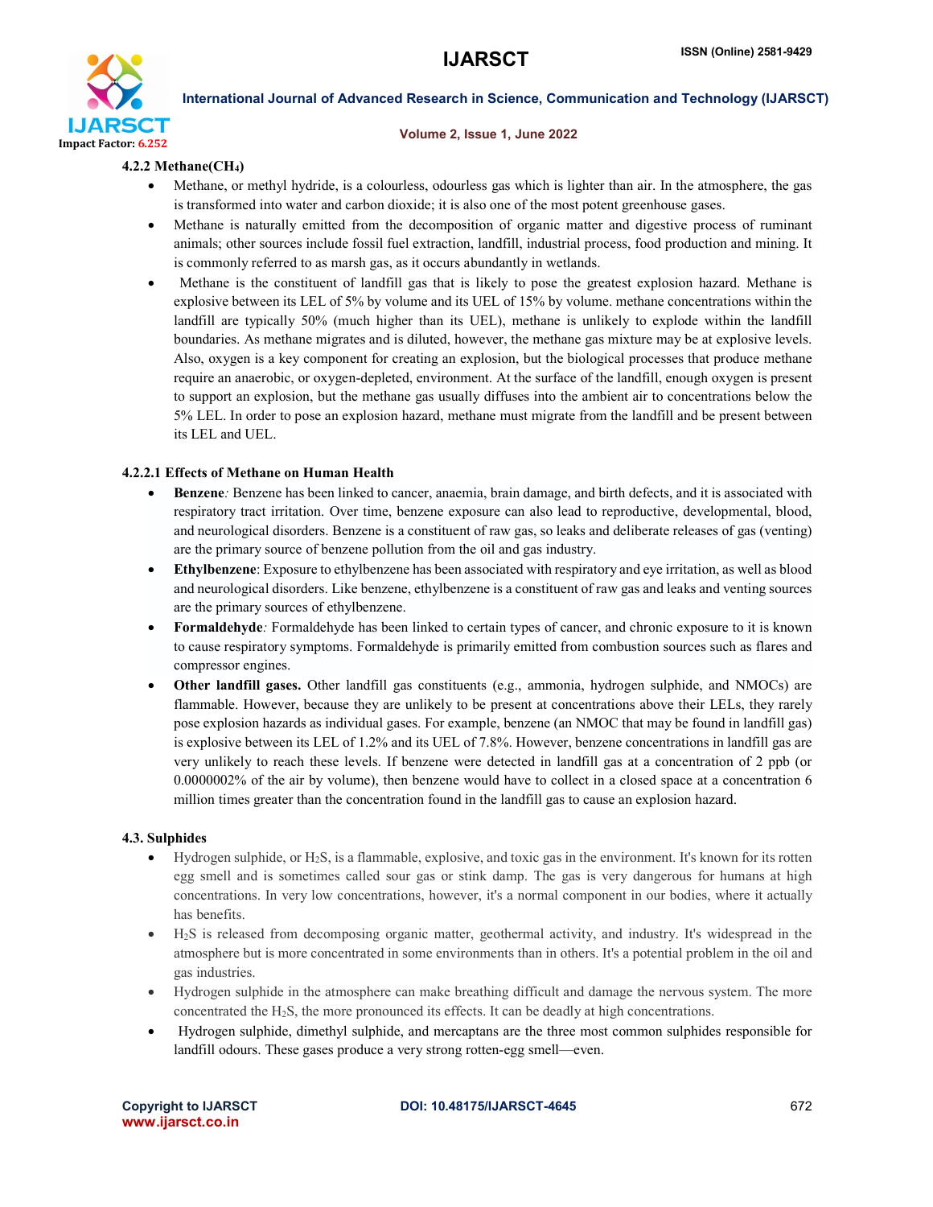#### 4.2.2 Methane($CH_4$)

- Methane, or methyl hydride, is a colourless, odourless gas which is lighter than air. In the atmosphere, the gas is transformed into water and carbon dioxide; it is also one of the most potent greenhouse gases.
- Methane is naturally emitted from the decomposition of organic matter and digestive process of ruminant animals; other sources include fossil fuel extraction, landfill, industrial process, food production and mining. It is commonly referred to as marsh gas, as it occurs abundantly in wetlands.
- Methane is the constituent of landfill gas that is likely to pose the greatest explosion hazard. Methane is explosive between its LEL of 5% by volume and its UEL of 15% by volume. methane concentrations within the landfill are typically 50% (much higher than its UEL), methane is unlikely to explode within the landfill boundaries. As methane migrates and is diluted, however, the methane gas mixture may be at explosive levels. Also, oxygen is a key component for creating an explosion, but the biological processes that produce methane require an anaerobic, or oxygen-depleted, environment. At the surface of the landfill, enough oxygen is present to support an explosion, but the methane gas usually diffuses into the ambient air to concentrations below the 5% LEL. In order to pose an explosion hazard, methane must migrate from the landfill and be present between its LEL and UEL.

##### 4.2.2.1 Effects of Methane on Human Health

- **Benzene***:* Benzene has been linked to cancer, anaemia, brain damage, and birth defects, and it is associated with respiratory tract irritation. Over time, benzene exposure can also lead to reproductive, developmental, blood, and neurological disorders. Benzene is a constituent of raw gas, so leaks and deliberate releases of gas (venting) are the primary source of benzene pollution from the oil and gas industry.
- **Ethylbenzene**: Exposure to ethylbenzene has been associated with respiratory and eye irritation, as well as blood and neurological disorders. Like benzene, ethylbenzene is a constituent of raw gas and leaks and venting sources are the primary sources of ethylbenzene.
- **Formaldehyde***:* Formaldehyde has been linked to certain types of cancer, and chronic exposure to it is known to cause respiratory symptoms. Formaldehyde is primarily emitted from combustion sources such as flares and compressor engines.
- **Other landfill gases.** Other landfill gas constituents (e.g., ammonia, hydrogen sulphide, and NMOCs) are flammable. However, because they are unlikely to be present at concentrations above their LELs, they rarely pose explosion hazards as individual gases. For example, benzene (an NMOC that may be found in landfill gas) is explosive between its LEL of 1.2% and its UEL of 7.8%. However, benzene concentrations in landfill gas are very unlikely to reach these levels. If benzene were detected in landfill gas at a concentration of 2 ppb (or 0.0000002% of the air by volume), then benzene would have to collect in a closed space at a concentration 6 million times greater than the concentration found in the landfill gas to cause an explosion hazard.

### 4.3. Sulphides

- Hydrogen sulphide, or $H_2S$, is a flammable, explosive, and toxic gas in the environment. It's known for its rotten egg smell and is sometimes called sour gas or stink damp. The gas is very dangerous for humans at high concentrations. In very low concentrations, however, it's a normal component in our bodies, where it actually has benefits.
- $H_2S$ is released from decomposing organic matter, geothermal activity, and industry. It's widespread in the atmosphere but is more concentrated in some environments than in others. It's a potential problem in the oil and gas industries.
- Hydrogen sulphide in the atmosphere can make breathing difficult and damage the nervous system. The more concentrated the $H_2S$, the more pronounced its effects. It can be deadly at high concentrations.
- Hydrogen sulphide, dimethyl sulphide, and mercaptans are the three most common sulphides responsible for landfill odours. These gases produce a very strong rotten-egg smell—even.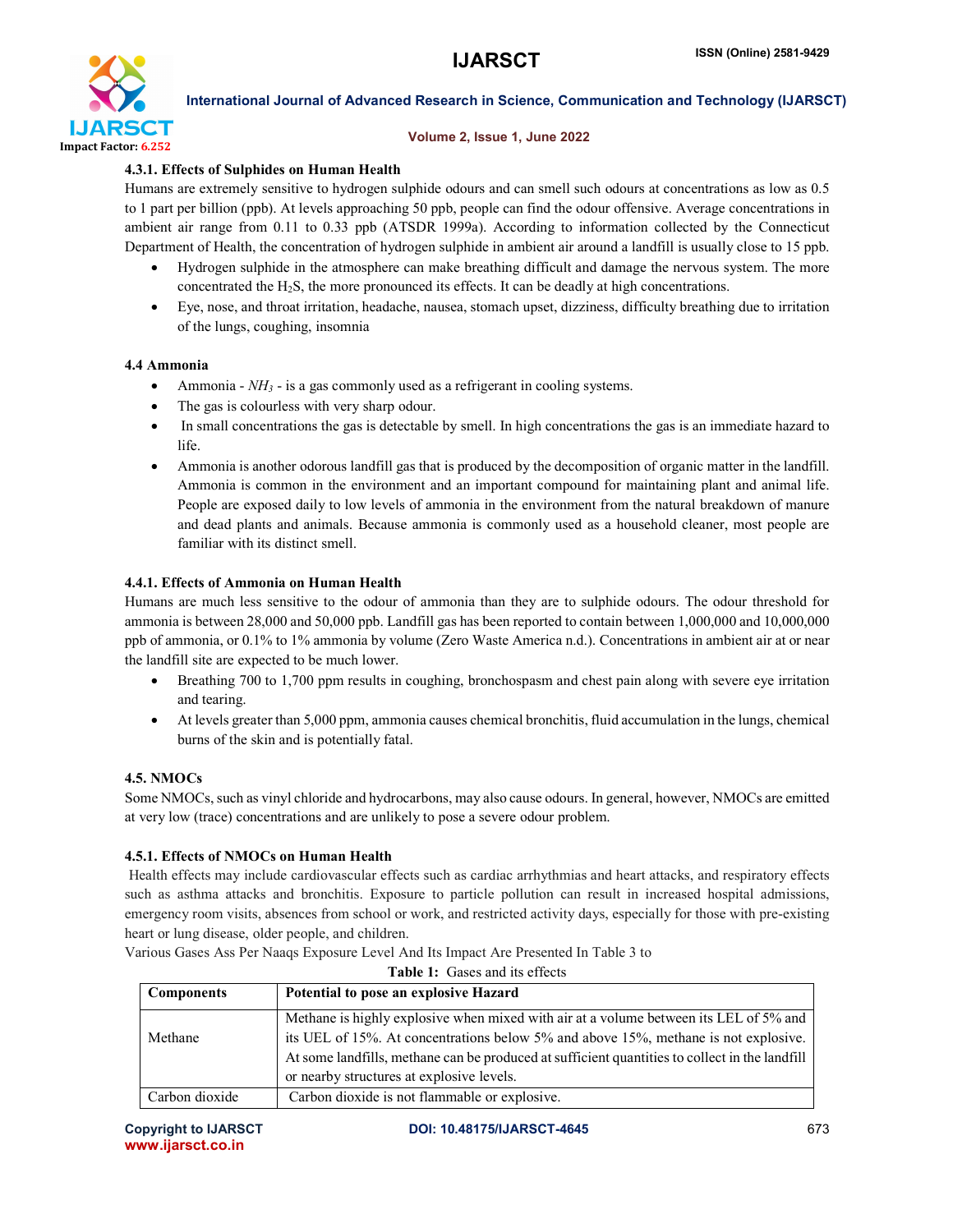#### 4.3.1. Effects of Sulphides on Human Health

Humans are extremely sensitive to hydrogen sulphide odours and can smell such odours at concentrations as low as 0.5 to 1 part per billion (ppb). At levels approaching 50 ppb, people can find the odour offensive. Average concentrations in ambient air range from 0.11 to 0.33 ppb (ATSDR 1999a). According to information collected by the Connecticut Department of Health, the concentration of hydrogen sulphide in ambient air around a landfill is usually close to 15 ppb.

- Hydrogen sulphide in the atmosphere can make breathing difficult and damage the nervous system. The more concentrated the $H_2S$, the more pronounced its effects. It can be deadly at high concentrations.
- Eye, nose, and throat irritation, headache, nausea, stomach upset, dizziness, difficulty breathing due to irritation of the lungs, coughing, insomnia

### 4.4 Ammonia

- Ammonia - $NH_3$ - is a gas commonly used as a refrigerant in cooling systems.
- The gas is colourless with very sharp odour.
- In small concentrations the gas is detectable by smell. In high concentrations the gas is an immediate hazard to life.
- Ammonia is another odorous landfill gas that is produced by the decomposition of organic matter in the landfill. Ammonia is common in the environment and an important compound for maintaining plant and animal life. People are exposed daily to low levels of ammonia in the environment from the natural breakdown of manure and dead plants and animals. Because ammonia is commonly used as a household cleaner, most people are familiar with its distinct smell.

#### 4.4.1. Effects of Ammonia on Human Health

Humans are much less sensitive to the odour of ammonia than they are to sulphide odours. The odour threshold for ammonia is between 28,000 and 50,000 ppb. Landfill gas has been reported to contain between 1,000,000 and 10,000,000 ppb of ammonia, or 0.1% to 1% ammonia by volume (Zero Waste America n.d.). Concentrations in ambient air at or near the landfill site are expected to be much lower.

- Breathing 700 to 1,700 ppm results in coughing, bronchospasm and chest pain along with severe eye irritation and tearing.
- At levels greater than 5,000 ppm, ammonia causes chemical bronchitis, fluid accumulation in the lungs, chemical burns of the skin and is potentially fatal.

### 4.5. NMOCs

Some NMOCs, such as vinyl chloride and hydrocarbons, may also cause odours. In general, however, NMOCs are emitted at very low (trace) concentrations and are unlikely to pose a severe odour problem.

#### 4.5.1. Effects of NMOCs on Human Health

Health effects may include cardiovascular effects such as cardiac arrhythmias and heart attacks, and respiratory effects such as asthma attacks and bronchitis. Exposure to particle pollution can result in increased hospital admissions, emergency room visits, absences from school or work, and restricted activity days, especially for those with pre-existing heart or lung disease, older people, and children.

Various Gases Ass Per Naaqs Exposure Level And Its Impact Are Presented In Table 3 to

**Table 1:** Gases and its effects

| Components | Potential to pose an explosive Hazard |
|---|---|
| Methane | Methane is highly explosive when mixed with air at a volume between its LEL of 5% and its UEL of 15%. At concentrations below 5% and above 15%, methane is not explosive. At some landfills, methane can be produced at sufficient quantities to collect in the landfill or nearby structures at explosive levels. |
| Carbon dioxide | Carbon dioxide is not flammable or explosive. |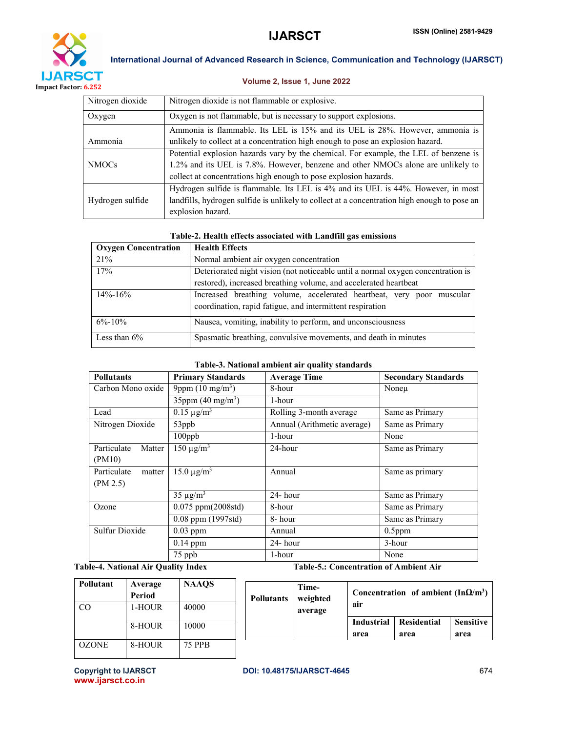| | |
|---|---|
| Nitrogen dioxide | Nitrogen dioxide is not flammable or explosive. |
| Oxygen | Oxygen is not flammable, but is necessary to support explosions. |
| Ammonia | Ammonia is flammable. Its LEL is 15% and its UEL is 28%. However, ammonia is unlikely to collect at a concentration high enough to pose an explosion hazard. |
| NMOCs | Potential explosion hazards vary by the chemical. For example, the LEL of benzene is 1.2% and its UEL is 7.8%. However, benzene and other NMOCs alone are unlikely to collect at concentrations high enough to pose explosion hazards. |
| Hydrogen sulfide | Hydrogen sulfide is flammable. Its LEL is 4% and its UEL is 44%. However, in most landfills, hydrogen sulfide is unlikely to collect at a concentration high enough to pose an explosion hazard. |

**Table-2. Health effects associated with Landfill gas emissions**

| Oxygen Concentration | Health Effects |
|---|---|
| 21% | Normal ambient air oxygen concentration |
| 17% | Deteriorated night vision (not noticeable until a normal oxygen concentration is restored), increased breathing volume, and accelerated heartbeat |
| 14%-16% | Increased breathing volume, accelerated heartbeat, very poor muscular coordination, rapid fatigue, and intermittent respiration |
| 6%-10% | Nausea, vomiting, inability to perform, and unconsciousness |
| Less than 6% | Spasmatic breathing, convulsive movements, and death in minutes |

**Table-3. National ambient air quality standards**

| Pollutants | Primary Standards | Average Time | Secondary Standards |
|---|---|---|---|
| Carbon Mono oxide | 9ppm (10 mg/m$^3$) | 8-hour | Noneμ |
| | 35ppm (40 mg/m$^3$) | 1-hour | |
| Lead | 0.15 μg/m$^3$ | Rolling 3-month average | Same as Primary |
| Nitrogen Dioxide | 53ppb | Annual (Arithmetic average) | Same as Primary |
| | 100ppb | 1-hour | None |
| Particulate Matter (PM10) | 150 μg/m$^3$ | 24-hour | Same as Primary |
| Particulate matter (PM 2.5) | 15.0 μg/m$^3$ | Annual | Same as primary |
| | 35 μg/m$^3$ | 24- hour | Same as Primary |
| Ozone | 0.075 ppm(2008std) | 8-hour | Same as Primary |
| | 0.08 ppm (1997std) | 8- hour | Same as Primary |
| Sulfur Dioxide | 0.03 ppm | Annual | 0.5ppm |
| | 0.14 ppm | 24- hour | 3-hour |
| | 75 ppb | 1-hour | None |

**Table-4. National Air Quality Index**

| Pollutant | Average Period | NAAQS |
|---|---|---|
| CO | 1-HOUR | 40000 |
| | 8-HOUR | 10000 |
| OZONE | 8-HOUR | 75 PPB |

**Table-5.: Concentration of Ambient Air**

| Pollutants | Time-weighted average | Concentration of ambient (InΩ/m$^3$) air | | |
|---|---|---|---|---|
| | | Industrial area | Residential area | Sensitive area |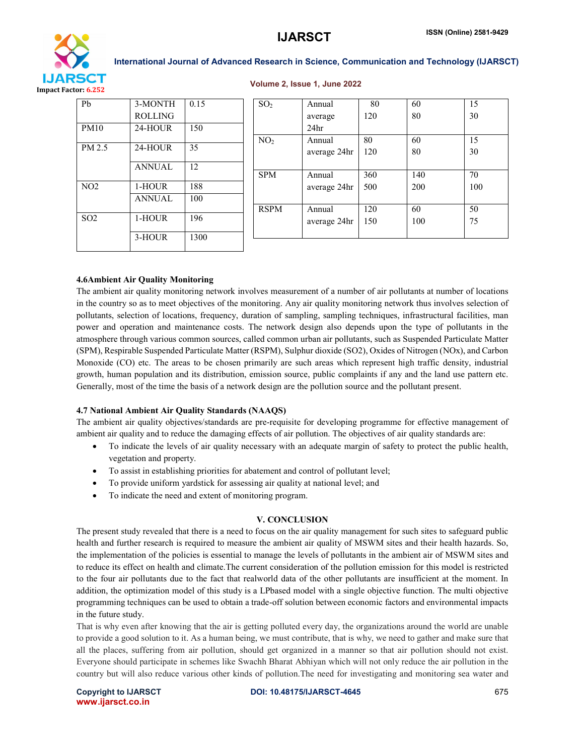| Pb | 3-MONTH ROLLING | 0.15 |
|---|---|---|
| PM10 | 24-HOUR | 150 |
| PM 2.5 | 24-HOUR | 35 |
| | ANNUAL | 12 |
| NO2 | 1-HOUR | 188 |
| | ANNUAL | 100 |
| SO2 | 1-HOUR | 196 |
| | 3-HOUR | 1300 |

| $SO_2$ | Annual average 24hr | 80<br>120 | 60<br>80 | 15<br>30 |
|---|---|---|---|---|
| $NO_2$ | Annual average 24hr | 80<br>120 | 60<br>80 | 15<br>30 |
| SPM | Annual average 24hr | 360<br>500 | 140<br>200 | 70<br>100 |
| RSPM | Annual average 24hr | 120<br>150 | 60<br>100 | 50<br>75 |

### 4.6 Ambient Air Quality Monitoring

The ambient air quality monitoring network involves measurement of a number of air pollutants at number of locations in the country so as to meet objectives of the monitoring. Any air quality monitoring network thus involves selection of pollutants, selection of locations, frequency, duration of sampling, sampling techniques, infrastructural facilities, man power and operation and maintenance costs. The network design also depends upon the type of pollutants in the atmosphere through various common sources, called common urban air pollutants, such as Suspended Particulate Matter (SPM), Respirable Suspended Particulate Matter (RSPM), Sulphur dioxide (SO2), Oxides of Nitrogen (NOx), and Carbon Monoxide (CO) etc. The areas to be chosen primarily are such areas which represent high traffic density, industrial growth, human population and its distribution, emission source, public complaints if any and the land use pattern etc. Generally, most of the time the basis of a network design are the pollution source and the pollutant present.

### 4.7 National Ambient Air Quality Standards (NAAQS)

The ambient air quality objectives/standards are pre-requisite for developing programme for effective management of ambient air quality and to reduce the damaging effects of air pollution. The objectives of air quality standards are:

- To indicate the levels of air quality necessary with an adequate margin of safety to protect the public health, vegetation and property.
- To assist in establishing priorities for abatement and control of pollutant level;
- To provide uniform yardstick for assessing air quality at national level; and
- To indicate the need and extent of monitoring program.

## V. CONCLUSION

The present study revealed that there is a need to focus on the air quality management for such sites to safeguard public health and further research is required to measure the ambient air quality of MSWM sites and their health hazards. So, the implementation of the policies is essential to manage the levels of pollutants in the ambient air of MSWM sites and to reduce its effect on health and climate.The current consideration of the pollution emission for this model is restricted to the four air pollutants due to the fact that realworld data of the other pollutants are insufficient at the moment. In addition, the optimization model of this study is a LPbased model with a single objective function. The multi objective programming techniques can be used to obtain a trade-off solution between economic factors and environmental impacts in the future study.

That is why even after knowing that the air is getting polluted every day, the organizations around the world are unable to provide a good solution to it. As a human being, we must contribute, that is why, we need to gather and make sure that all the places, suffering from air pollution, should get organized in a manner so that air pollution should not exist. Everyone should participate in schemes like Swachh Bharat Abhiyan which will not only reduce the air pollution in the country but will also reduce various other kinds of pollution.The need for investigating and monitoring sea water and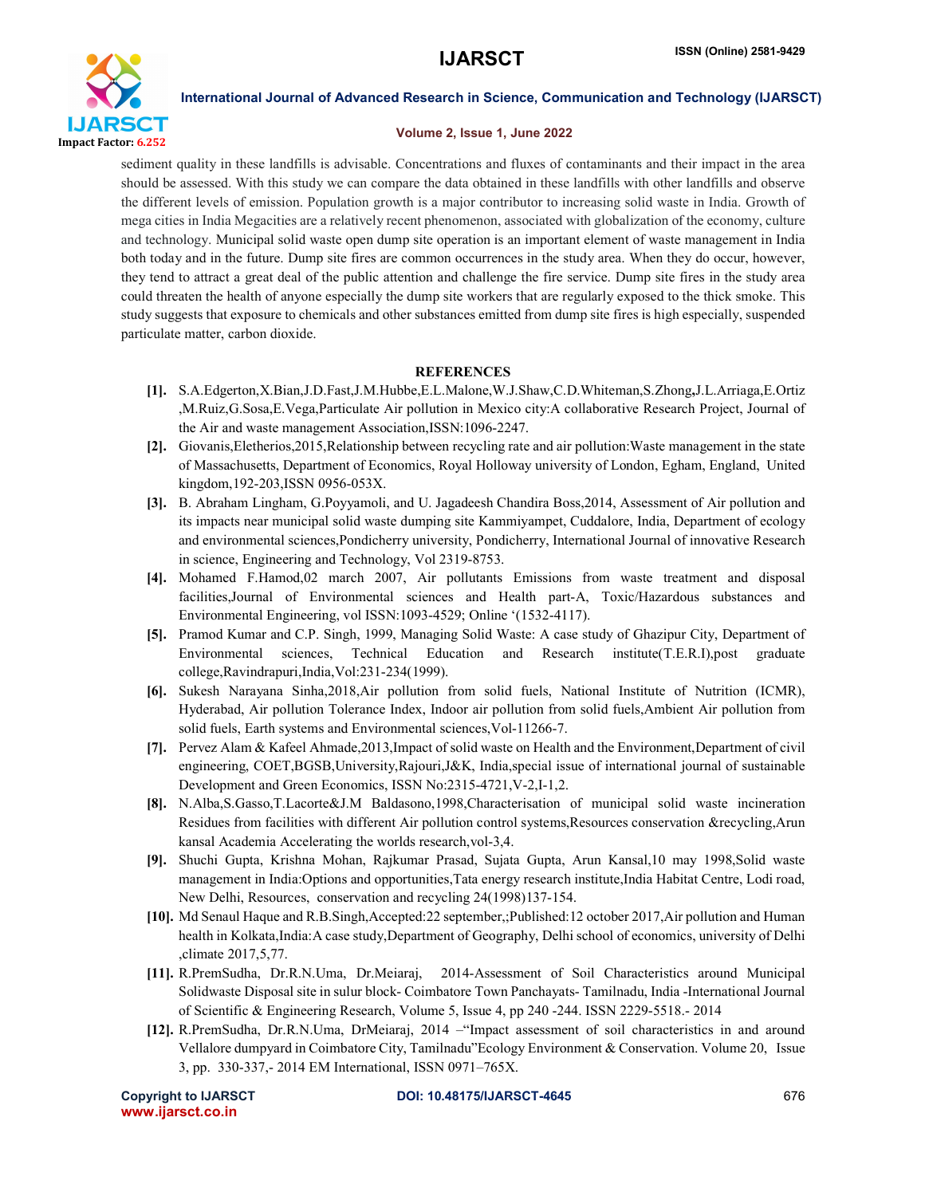sediment quality in these landfills is advisable. Concentrations and fluxes of contaminants and their impact in the area should be assessed. With this study we can compare the data obtained in these landfills with other landfills and observe the different levels of emission. Population growth is a major contributor to increasing solid waste in India. Growth of mega cities in India Megacities are a relatively recent phenomenon, associated with globalization of the economy, culture and technology. Municipal solid waste open dump site operation is an important element of waste management in India both today and in the future. Dump site fires are common occurrences in the study area. When they do occur, however, they tend to attract a great deal of the public attention and challenge the fire service. Dump site fires in the study area could threaten the health of anyone especially the dump site workers that are regularly exposed to the thick smoke. This study suggests that exposure to chemicals and other substances emitted from dump site fires is high especially, suspended particulate matter, carbon dioxide.

## REFERENCES

**[1].** S.A.Edgerton,X.Bian,J.D.Fast,J.M.Hubbe,E.L.Malone,W.J.Shaw,C.D.Whiteman,S.Zhong,J.L.Arriaga,E.Ortiz ,M.Ruiz,G.Sosa,E.Vega,Particulate Air pollution in Mexico city:A collaborative Research Project, Journal of the Air and waste management Association,ISSN:1096-2247.

**[2].** Giovanis,Eletherios,2015,Relationship between recycling rate and air pollution:Waste management in the state of Massachusetts, Department of Economics, Royal Holloway university of London, Egham, England, United kingdom,192-203,ISSN 0956-053X.

**[3].** B. Abraham Lingham, G.Poyyamoli, and U. Jagadeesh Chandira Boss,2014, Assessment of Air pollution and its impacts near municipal solid waste dumping site Kammiyampet, Cuddalore, India, Department of ecology and environmental sciences,Pondicherry university, Pondicherry, International Journal of innovative Research in science, Engineering and Technology, Vol 2319-8753.

**[4].** Mohamed F.Hamod,02 march 2007, Air pollutants Emissions from waste treatment and disposal facilities,Journal of Environmental sciences and Health part-A, Toxic/Hazardous substances and Environmental Engineering, vol ISSN:1093-4529; Online '(1532-4117).

**[5].** Pramod Kumar and C.P. Singh, 1999, Managing Solid Waste: A case study of Ghazipur City, Department of Environmental sciences, Technical Education and Research institute(T.E.R.I),post graduate college,Ravindrapuri,India,Vol:231-234(1999).

**[6].** Sukesh Narayana Sinha,2018,Air pollution from solid fuels, National Institute of Nutrition (ICMR), Hyderabad, Air pollution Tolerance Index, Indoor air pollution from solid fuels,Ambient Air pollution from solid fuels, Earth systems and Environmental sciences,Vol-11266-7.

**[7].** Pervez Alam & Kafeel Ahmade,2013,Impact of solid waste on Health and the Environment,Department of civil engineering, COET,BGSB,University,Rajouri,J&K, India,special issue of international journal of sustainable Development and Green Economics, ISSN No:2315-4721,V-2,I-1,2.

**[8].** N.Alba,S.Gasso,T.Lacorte&J.M Baldasono,1998,Characterisation of municipal solid waste incineration Residues from facilities with different Air pollution control systems,Resources conservation &recycling,Arun kansal Academia Accelerating the worlds research,vol-3,4.

**[9].** Shuchi Gupta, Krishna Mohan, Rajkumar Prasad, Sujata Gupta, Arun Kansal,10 may 1998,Solid waste management in India:Options and opportunities,Tata energy research institute,India Habitat Centre, Lodi road, New Delhi, Resources, conservation and recycling 24(1998)137-154.

**[10].** Md Senaul Haque and R.B.Singh,Accepted:22 september,;Published:12 october 2017,Air pollution and Human health in Kolkata,India:A case study,Department of Geography, Delhi school of economics, university of Delhi ,climate 2017,5,77.

**[11].** R.PremSudha, Dr.R.N.Uma, Dr.Meiaraj, 2014-Assessment of Soil Characteristics around Municipal Solidwaste Disposal site in sulur block- Coimbatore Town Panchayats- Tamilnadu, India -International Journal of Scientific & Engineering Research, Volume 5, Issue 4, pp 240 -244. ISSN 2229-5518.- 2014

**[12].** R.PremSudha, Dr.R.N.Uma, DrMeiaraj, 2014 –"Impact assessment of soil characteristics in and around Vellalore dumpyard in Coimbatore City, Tamilnadu"Ecology Environment & Conservation. Volume 20, Issue 3, pp. 330-337,- 2014 EM International, ISSN 0971–765X.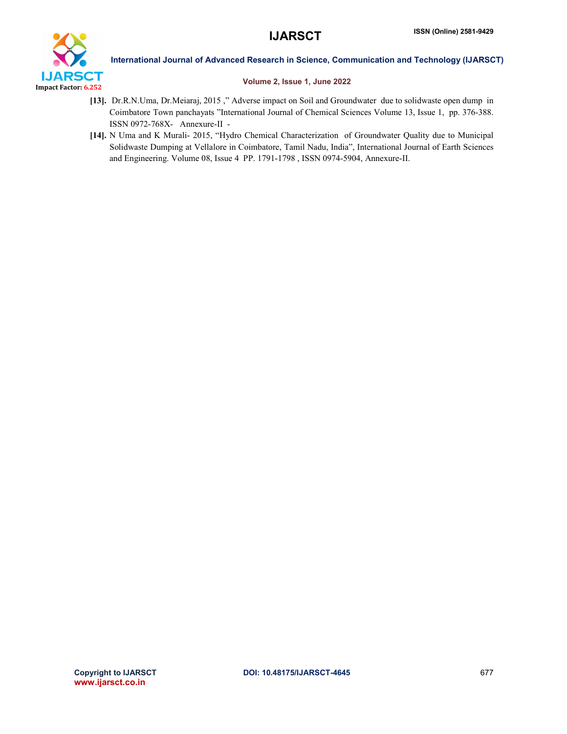[13]. Dr.R.N.Uma, Dr.Meiaraj, 2015 ," Adverse impact on Soil and Groundwater due to solidwaste open dump in Coimbatore Town panchayats "International Journal of Chemical Sciences Volume 13, Issue 1, pp. 376-388. ISSN 0972-768X- Annexure-II -

[14]. N Uma and K Murali- 2015, "Hydro Chemical Characterization of Groundwater Quality due to Municipal Solidwaste Dumping at Vellalore in Coimbatore, Tamil Nadu, India", International Journal of Earth Sciences and Engineering. Volume 08, Issue 4 PP. 1791-1798 , ISSN 0974-5904, Annexure-II.